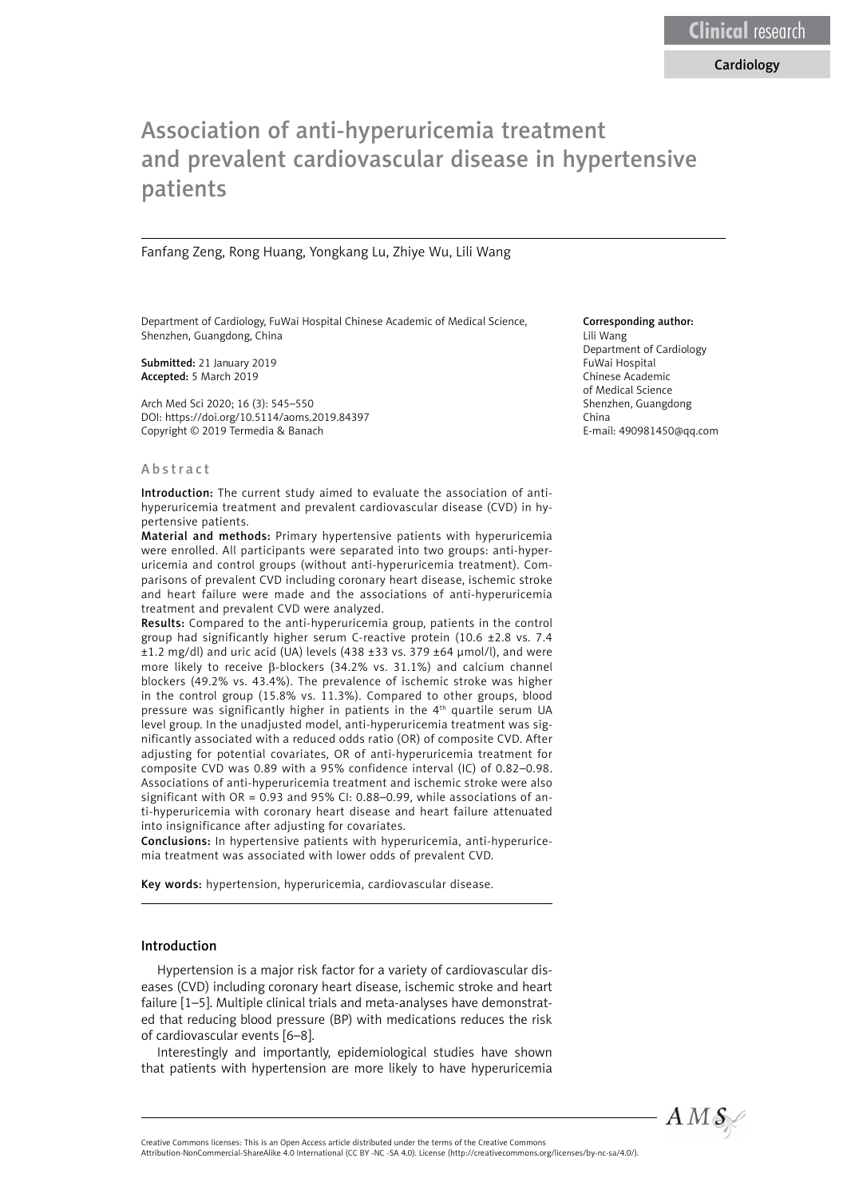Clinical research

Cardiology

# Association of anti-hyperuricemia treatment and prevalent cardiovascular disease in hypertensive patients

Fanfang Zeng, Rong Huang, Yongkang Lu, Zhiye Wu, Lili Wang

Department of Cardiology, FuWai Hospital Chinese Academic of Medical Science, Shenzhen, Guangdong, China

**Submitted:** 21 January 2019
**Accepted:** 5 March 2019

Arch Med Sci 2020; 16 (3): 545–550
DOI: https://doi.org/10.5114/aoms.2019.84397
Copyright © 2019 Termedia & Banach

**Corresponding author:**
Lili Wang
Department of Cardiology
FuWai Hospital
Chinese Academic of Medical Science
Shenzhen, Guangdong
China
E-mail: 490981450@qq.com

## Abstract

**Introduction:** The current study aimed to evaluate the association of anti-hyperuricemia treatment and prevalent cardiovascular disease (CVD) in hypertensive patients.

**Material and methods:** Primary hypertensive patients with hyperuricemia were enrolled. All participants were separated into two groups: anti-hyperuricemia and control groups (without anti-hyperuricemia treatment). Comparisons of prevalent CVD including coronary heart disease, ischemic stroke and heart failure were made and the associations of anti-hyperuricemia treatment and prevalent CVD were analyzed.

**Results:** Compared to the anti-hyperuricemia group, patients in the control group had significantly higher serum C-reactive protein (10.6 ±2.8 vs. 7.4 ±1.2 mg/dl) and uric acid (UA) levels (438 ±33 vs. 379 ±64 μmol/l), and were more likely to receive β-blockers (34.2% vs. 31.1%) and calcium channel blockers (49.2% vs. 43.4%). The prevalence of ischemic stroke was higher in the control group (15.8% vs. 11.3%). Compared to other groups, blood pressure was significantly higher in patients in the 4th quartile serum UA level group. In the unadjusted model, anti-hyperuricemia treatment was significantly associated with a reduced odds ratio (OR) of composite CVD. After adjusting for potential covariates, OR of anti-hyperuricemia treatment for composite CVD was 0.89 with a 95% confidence interval (IC) of 0.82–0.98. Associations of anti-hyperuricemia treatment and ischemic stroke were also significant with OR = 0.93 and 95% CI: 0.88–0.99, while associations of anti-hyperuricemia with coronary heart disease and heart failure attenuated into insignificance after adjusting for covariates.

**Conclusions:** In hypertensive patients with hyperuricemia, anti-hyperuricemia treatment was associated with lower odds of prevalent CVD.

**Key words:** hypertension, hyperuricemia, cardiovascular disease.

## Introduction

Hypertension is a major risk factor for a variety of cardiovascular diseases (CVD) including coronary heart disease, ischemic stroke and heart failure [1–5]. Multiple clinical trials and meta-analyses have demonstrated that reducing blood pressure (BP) with medications reduces the risk of cardiovascular events [6–8].

Interestingly and importantly, epidemiological studies have shown that patients with hypertension are more likely to have hyperuricemia

Creative Commons licenses: This is an Open Access article distributed under the terms of the Creative Commons Attribution-NonCommercial-ShareAlike 4.0 International (CC BY -NC -SA 4.0). License (http://creativecommons.org/licenses/by-nc-sa/4.0/).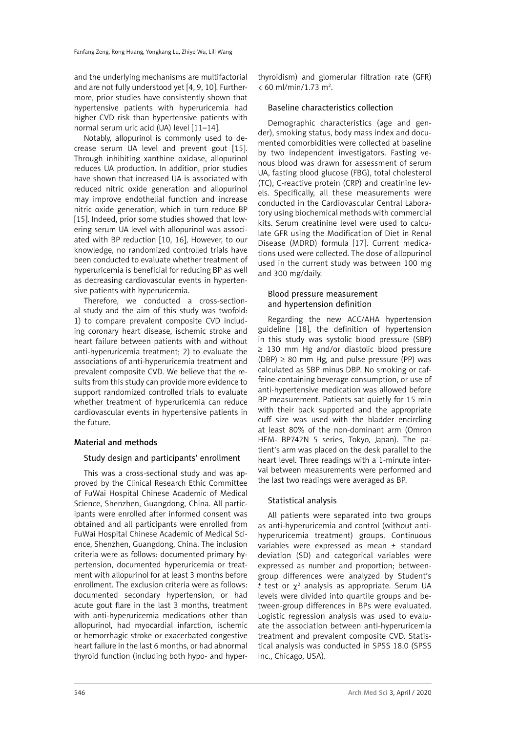and the underlying mechanisms are multifactorial and are not fully understood yet [4, 9, 10]. Furthermore, prior studies have consistently shown that hypertensive patients with hyperuricemia had higher CVD risk than hypertensive patients with normal serum uric acid (UA) level [11–14].

Notably, allopurinol is commonly used to decrease serum UA level and prevent gout [15]. Through inhibiting xanthine oxidase, allopurinol reduces UA production. In addition, prior studies have shown that increased UA is associated with reduced nitric oxide generation and allopurinol may improve endothelial function and increase nitric oxide generation, which in turn reduce BP [15]. Indeed, prior some studies showed that lowering serum UA level with allopurinol was associated with BP reduction [10, 16], However, to our knowledge, no randomized controlled trials have been conducted to evaluate whether treatment of hyperuricemia is beneficial for reducing BP as well as decreasing cardiovascular events in hypertensive patients with hyperuricemia.

Therefore, we conducted a cross-sectional study and the aim of this study was twofold: 1) to compare prevalent composite CVD including coronary heart disease, ischemic stroke and heart failure between patients with and without anti-hyperuricemia treatment; 2) to evaluate the associations of anti-hyperuricemia treatment and prevalent composite CVD. We believe that the results from this study can provide more evidence to support randomized controlled trials to evaluate whether treatment of hyperuricemia can reduce cardiovascular events in hypertensive patients in the future.

## Material and methods

### Study design and participants' enrollment

This was a cross-sectional study and was approved by the Clinical Research Ethic Committee of FuWai Hospital Chinese Academic of Medical Science, Shenzhen, Guangdong, China. All participants were enrolled after informed consent was obtained and all participants were enrolled from FuWai Hospital Chinese Academic of Medical Science, Shenzhen, Guangdong, China. The inclusion criteria were as follows: documented primary hypertension, documented hyperuricemia or treatment with allopurinol for at least 3 months before enrollment. The exclusion criteria were as follows: documented secondary hypertension, or had acute gout flare in the last 3 months, treatment with anti-hyperuricemia medications other than allopurinol, had myocardial infarction, ischemic or hemorrhagic stroke or exacerbated congestive heart failure in the last 6 months, or had abnormal thyroid function (including both hypo- and hyperthyroidism) and glomerular filtration rate (GFR) < 60 ml/min/1.73 m$^2$.

### Baseline characteristics collection

Demographic characteristics (age and gender), smoking status, body mass index and documented comorbidities were collected at baseline by two independent investigators. Fasting venous blood was drawn for assessment of serum UA, fasting blood glucose (FBG), total cholesterol (TC), C-reactive protein (CRP) and creatinine levels. Specifically, all these measurements were conducted in the Cardiovascular Central Laboratory using biochemical methods with commercial kits. Serum creatinine level were used to calculate GFR using the Modification of Diet in Renal Disease (MDRD) formula [17]. Current medications used were collected. The dose of allopurinol used in the current study was between 100 mg and 300 mg/daily.

### Blood pressure measurement and hypertension definition

Regarding the new ACC/AHA hypertension guideline [18], the definition of hypertension in this study was systolic blood pressure (SBP) ≥ 130 mm Hg and/or diastolic blood pressure (DBP) ≥ 80 mm Hg, and pulse pressure (PP) was calculated as SBP minus DBP. No smoking or caffeine-containing beverage consumption, or use of anti-hypertensive medication was allowed before BP measurement. Patients sat quietly for 15 min with their back supported and the appropriate cuff size was used with the bladder encircling at least 80% of the non-dominant arm (Omron HEM- BP742N 5 series, Tokyo, Japan). The patient's arm was placed on the desk parallel to the heart level. Three readings with a 1-minute interval between measurements were performed and the last two readings were averaged as BP.

### Statistical analysis

All patients were separated into two groups as anti-hyperuricemia and control (without anti-hyperuricemia treatment) groups. Continuous variables were expressed as mean ± standard deviation (SD) and categorical variables were expressed as number and proportion; between-group differences were analyzed by Student's *t* test or $\chi^2$ analysis as appropriate. Serum UA levels were divided into quartile groups and between-group differences in BPs were evaluated. Logistic regression analysis was used to evaluate the association between anti-hyperuricemia treatment and prevalent composite CVD. Statistical analysis was conducted in SPSS 18.0 (SPSS Inc., Chicago, USA).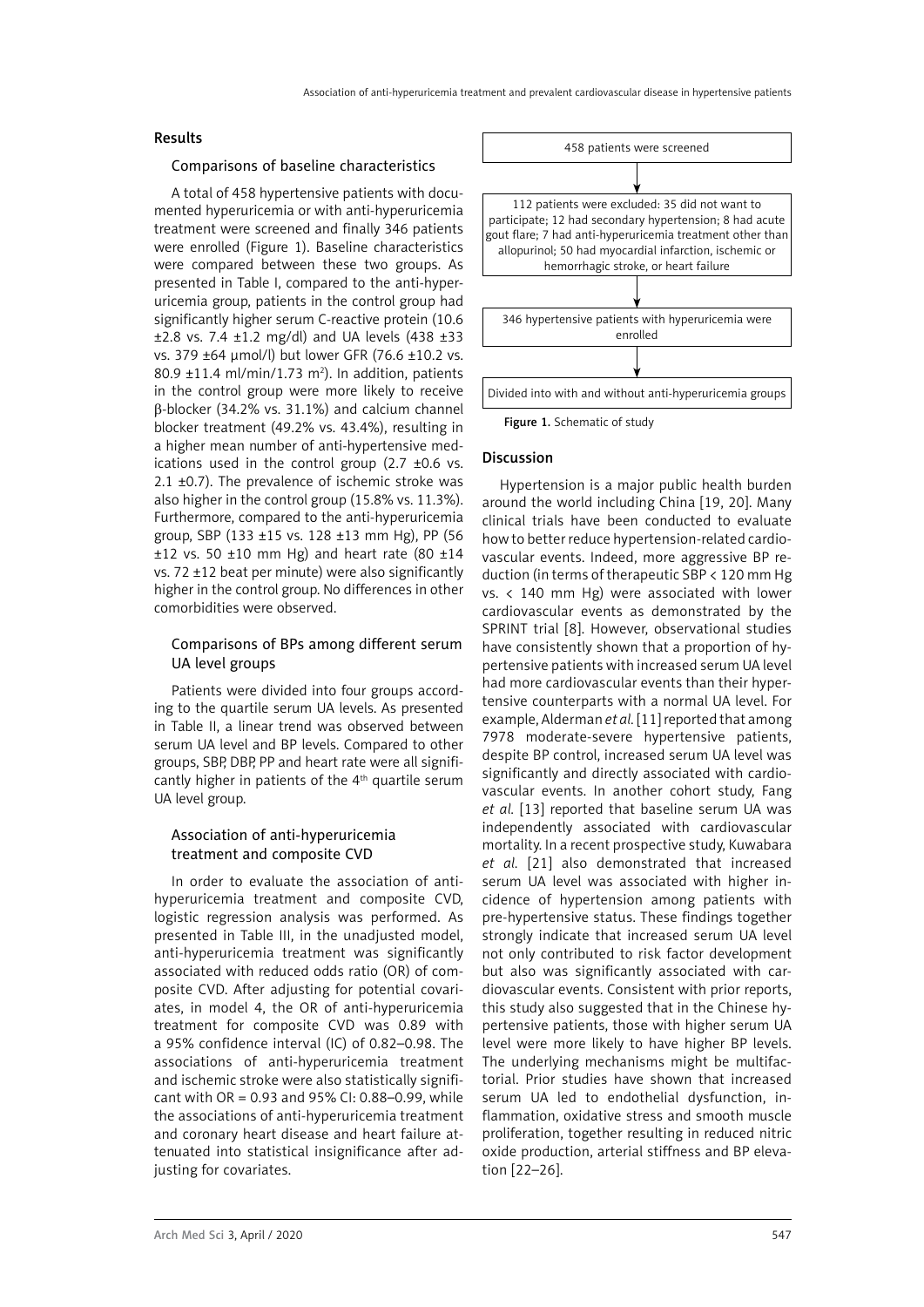## Results

### Comparisons of baseline characteristics

A total of 458 hypertensive patients with documented hyperuricemia or with anti-hyperuricemia treatment were screened and finally 346 patients were enrolled (Figure 1). Baseline characteristics were compared between these two groups. As presented in Table I, compared to the anti-hyperuricemia group, patients in the control group had significantly higher serum C-reactive protein (10.6 ±2.8 vs. 7.4 ±1.2 mg/dl) and UA levels (438 ±33 vs. 379 ±64 μmol/l) but lower GFR (76.6 ±10.2 vs. 80.9 ±11.4 ml/min/1.73 $m^2$). In addition, patients in the control group were more likely to receive β-blocker (34.2% vs. 31.1%) and calcium channel blocker treatment (49.2% vs. 43.4%), resulting in a higher mean number of anti-hypertensive medications used in the control group (2.7 ±0.6 vs. 2.1 ±0.7). The prevalence of ischemic stroke was also higher in the control group (15.8% vs. 11.3%). Furthermore, compared to the anti-hyperuricemia group, SBP (133 ±15 vs. 128 ±13 mm Hg), PP (56 ±12 vs. 50 ±10 mm Hg) and heart rate (80 ±14 vs. 72 ±12 beat per minute) were also significantly higher in the control group. No differences in other comorbidities were observed.

### Comparisons of BPs among different serum UA level groups

Patients were divided into four groups according to the quartile serum UA levels. As presented in Table II, a linear trend was observed between serum UA level and BP levels. Compared to other groups, SBP, DBP, PP and heart rate were all significantly higher in patients of the 4th quartile serum UA level group.

### Association of anti-hyperuricemia treatment and composite CVD

In order to evaluate the association of anti-hyperuricemia treatment and composite CVD, logistic regression analysis was performed. As presented in Table III, in the unadjusted model, anti-hyperuricemia treatment was significantly associated with reduced odds ratio (OR) of composite CVD. After adjusting for potential covariates, in model 4, the OR of anti-hyperuricemia treatment for composite CVD was 0.89 with a 95% confidence interval (IC) of 0.82–0.98. The associations of anti-hyperuricemia treatment and ischemic stroke were also statistically significant with OR = 0.93 and 95% CI: 0.88–0.99, while the associations of anti-hyperuricemia treatment and coronary heart disease and heart failure attenuated into statistical insignificance after adjusting for covariates.

458 patients were screened

↓

112 patients were excluded: 35 did not want to participate; 12 had secondary hypertension; 8 had acute gout flare; 7 had anti-hyperuricemia treatment other than allopurinol; 50 had myocardial infarction, ischemic or hemorrhagic stroke, or heart failure

↓

346 hypertensive patients with hyperuricemia were enrolled

↓

Divided into with and without anti-hyperuricemia groups

**Figure 1.** Schematic of study

## Discussion

Hypertension is a major public health burden around the world including China [19, 20]. Many clinical trials have been conducted to evaluate how to better reduce hypertension-related cardiovascular events. Indeed, more aggressive BP reduction (in terms of therapeutic SBP < 120 mm Hg vs. < 140 mm Hg) were associated with lower cardiovascular events as demonstrated by the SPRINT trial [8]. However, observational studies have consistently shown that a proportion of hypertensive patients with increased serum UA level had more cardiovascular events than their hypertensive counterparts with a normal UA level. For example, Alderman *et al.* [11] reported that among 7978 moderate-severe hypertensive patients, despite BP control, increased serum UA level was significantly and directly associated with cardiovascular events. In another cohort study, Fang *et al.* [13] reported that baseline serum UA was independently associated with cardiovascular mortality. In a recent prospective study, Kuwabara *et al.* [21] also demonstrated that increased serum UA level was associated with higher incidence of hypertension among patients with pre-hypertensive status. These findings together strongly indicate that increased serum UA level not only contributed to risk factor development but also was significantly associated with cardiovascular events. Consistent with prior reports, this study also suggested that in the Chinese hypertensive patients, those with higher serum UA level were more likely to have higher BP levels. The underlying mechanisms might be multifactorial. Prior studies have shown that increased serum UA led to endothelial dysfunction, inflammation, oxidative stress and smooth muscle proliferation, together resulting in reduced nitric oxide production, arterial stiffness and BP elevation [22–26].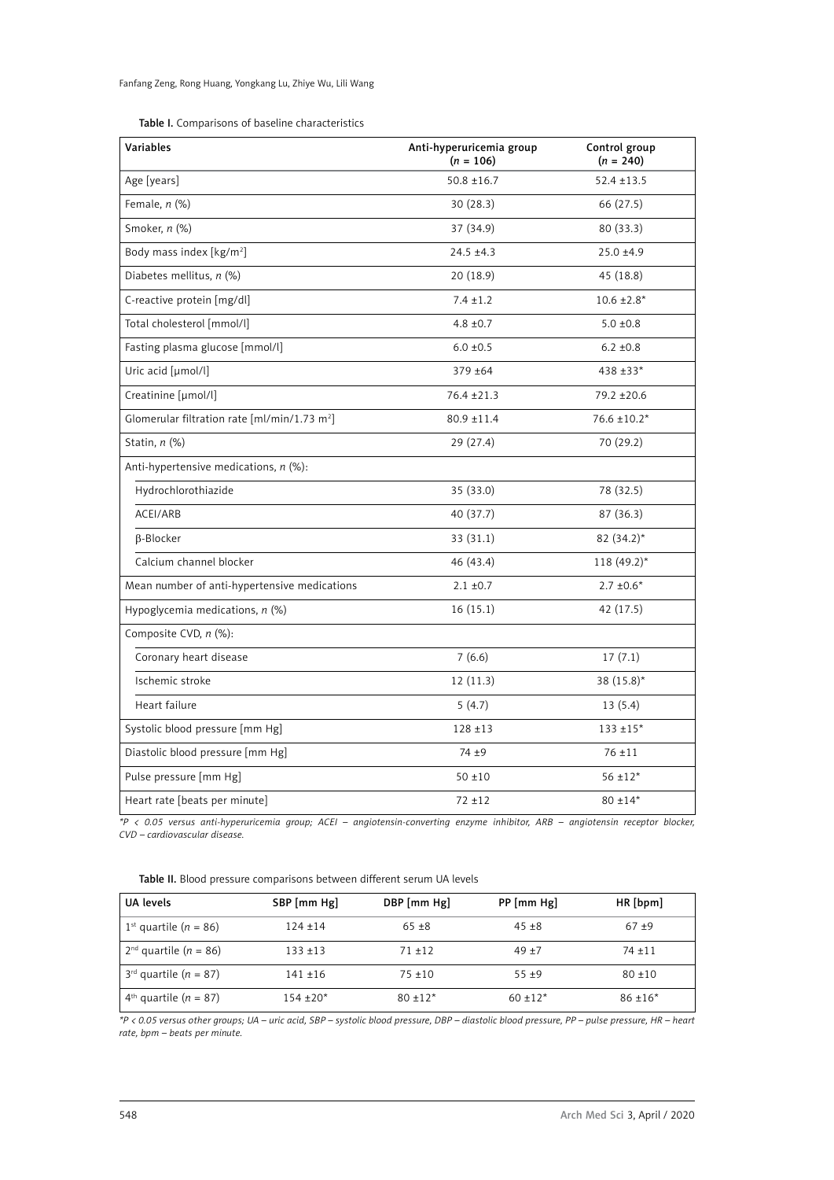**Table I.** Comparisons of baseline characteristics

| Variables | Anti-hyperuricemia group (*n* = 106) | Control group (*n* = 240) |
|---|---|---|
| Age [years] | 50.8 ±16.7 | 52.4 ±13.5 |
| Female, *n* (%) | 30 (28.3) | 66 (27.5) |
| Smoker, *n* (%) | 37 (34.9) | 80 (33.3) |
| Body mass index [kg/m$^2$] | 24.5 ±4.3 | 25.0 ±4.9 |
| Diabetes mellitus, *n* (%) | 20 (18.9) | 45 (18.8) |
| C-reactive protein [mg/dl] | 7.4 ±1.2 | 10.6 ±2.8* |
| Total cholesterol [mmol/l] | 4.8 ±0.7 | 5.0 ±0.8 |
| Fasting plasma glucose [mmol/l] | 6.0 ±0.5 | 6.2 ±0.8 |
| Uric acid [μmol/l] | 379 ±64 | 438 ±33* |
| Creatinine [μmol/l] | 76.4 ±21.3 | 79.2 ±20.6 |
| Glomerular filtration rate [ml/min/1.73 m$^2$] | 80.9 ±11.4 | 76.6 ±10.2* |
| Statin, *n* (%) | 29 (27.4) | 70 (29.2) |
| Anti-hypertensive medications, *n* (%): | | |
| Hydrochlorothiazide | 35 (33.0) | 78 (32.5) |
| ACEI/ARB | 40 (37.7) | 87 (36.3) |
| β-Blocker | 33 (31.1) | 82 (34.2)* |
| Calcium channel blocker | 46 (43.4) | 118 (49.2)* |
| Mean number of anti-hypertensive medications | 2.1 ±0.7 | 2.7 ±0.6* |
| Hypoglycemia medications, *n* (%) | 16 (15.1) | 42 (17.5) |
| Composite CVD, *n* (%): | | |
| Coronary heart disease | 7 (6.6) | 17 (7.1) |
| Ischemic stroke | 12 (11.3) | 38 (15.8)* |
| Heart failure | 5 (4.7) | 13 (5.4) |
| Systolic blood pressure [mm Hg] | 128 ±13 | 133 ±15* |
| Diastolic blood pressure [mm Hg] | 74 ±9 | 76 ±11 |
| Pulse pressure [mm Hg] | 50 ±10 | 56 ±12* |
| Heart rate [beats per minute] | 72 ±12 | 80 ±14* |

**P* < 0.05 versus anti-hyperuricemia group; ACEI – angiotensin-converting enzyme inhibitor, ARB – angiotensin receptor blocker, CVD – cardiovascular disease.*

**Table II.** Blood pressure comparisons between different serum UA levels

| UA levels | SBP [mm Hg] | DBP [mm Hg] | PP [mm Hg] | HR [bpm] |
|---|---|---|---|---|
| 1st quartile (*n* = 86) | 124 ±14 | 65 ±8 | 45 ±8 | 67 ±9 |
| 2nd quartile (*n* = 86) | 133 ±13 | 71 ±12 | 49 ±7 | 74 ±11 |
| 3rd quartile (*n* = 87) | 141 ±16 | 75 ±10 | 55 ±9 | 80 ±10 |
| 4th quartile (*n* = 87) | 154 ±20* | 80 ±12* | 60 ±12* | 86 ±16* |

**P* < 0.05 versus other groups; UA – uric acid, SBP – systolic blood pressure, DBP – diastolic blood pressure, PP – pulse pressure, HR – heart rate, bpm – beats per minute.*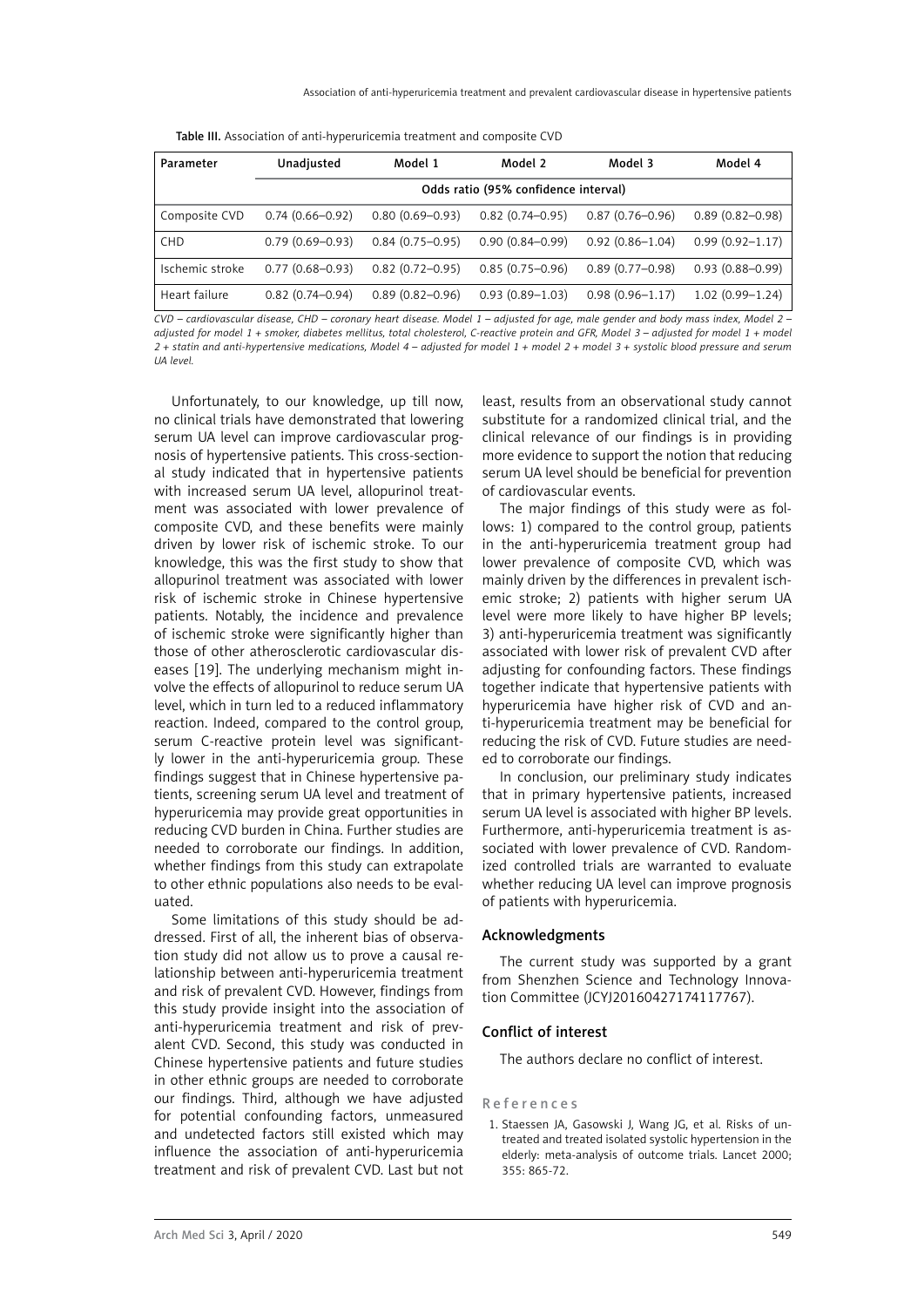**Table III.** Association of anti-hyperuricemia treatment and composite CVD

| Parameter | Unadjusted | Model 1 | Model 2 | Model 3 | Model 4 |
|---|---|---|---|---|---|
| | Odds ratio (95% confidence interval) | | | | |
| Composite CVD | 0.74 (0.66–0.92) | 0.80 (0.69–0.93) | 0.82 (0.74–0.95) | 0.87 (0.76–0.96) | 0.89 (0.82–0.98) |
| CHD | 0.79 (0.69–0.93) | 0.84 (0.75–0.95) | 0.90 (0.84–0.99) | 0.92 (0.86–1.04) | 0.99 (0.92–1.17) |
| Ischemic stroke | 0.77 (0.68–0.93) | 0.82 (0.72–0.95) | 0.85 (0.75–0.96) | 0.89 (0.77–0.98) | 0.93 (0.88–0.99) |
| Heart failure | 0.82 (0.74–0.94) | 0.89 (0.82–0.96) | 0.93 (0.89–1.03) | 0.98 (0.96–1.17) | 1.02 (0.99–1.24) |

*CVD – cardiovascular disease, CHD – coronary heart disease. Model 1 – adjusted for age, male gender and body mass index, Model 2 – adjusted for model 1 + smoker, diabetes mellitus, total cholesterol, C-reactive protein and GFR, Model 3 – adjusted for model 1 + model 2 + statin and anti-hypertensive medications, Model 4 – adjusted for model 1 + model 2 + model 3 + systolic blood pressure and serum UA level.*

Unfortunately, to our knowledge, up till now, no clinical trials have demonstrated that lowering serum UA level can improve cardiovascular prognosis of hypertensive patients. This cross-sectional study indicated that in hypertensive patients with increased serum UA level, allopurinol treatment was associated with lower prevalence of composite CVD, and these benefits were mainly driven by lower risk of ischemic stroke. To our knowledge, this was the first study to show that allopurinol treatment was associated with lower risk of ischemic stroke in Chinese hypertensive patients. Notably, the incidence and prevalence of ischemic stroke were significantly higher than those of other atherosclerotic cardiovascular diseases [19]. The underlying mechanism might involve the effects of allopurinol to reduce serum UA level, which in turn led to a reduced inflammatory reaction. Indeed, compared to the control group, serum C-reactive protein level was significantly lower in the anti-hyperuricemia group. These findings suggest that in Chinese hypertensive patients, screening serum UA level and treatment of hyperuricemia may provide great opportunities in reducing CVD burden in China. Further studies are needed to corroborate our findings. In addition, whether findings from this study can extrapolate to other ethnic populations also needs to be evaluated.

Some limitations of this study should be addressed. First of all, the inherent bias of observation study did not allow us to prove a causal relationship between anti-hyperuricemia treatment and risk of prevalent CVD. However, findings from this study provide insight into the association of anti-hyperuricemia treatment and risk of prevalent CVD. Second, this study was conducted in Chinese hypertensive patients and future studies in other ethnic groups are needed to corroborate our findings. Third, although we have adjusted for potential confounding factors, unmeasured and undetected factors still existed which may influence the association of anti-hyperuricemia treatment and risk of prevalent CVD. Last but not least, results from an observational study cannot substitute for a randomized clinical trial, and the clinical relevance of our findings is in providing more evidence to support the notion that reducing serum UA level should be beneficial for prevention of cardiovascular events.

The major findings of this study were as follows: 1) compared to the control group, patients in the anti-hyperuricemia treatment group had lower prevalence of composite CVD, which was mainly driven by the differences in prevalent ischemic stroke; 2) patients with higher serum UA level were more likely to have higher BP levels; 3) anti-hyperuricemia treatment was significantly associated with lower risk of prevalent CVD after adjusting for confounding factors. These findings together indicate that hypertensive patients with hyperuricemia have higher risk of CVD and anti-hyperuricemia treatment may be beneficial for reducing the risk of CVD. Future studies are needed to corroborate our findings.

In conclusion, our preliminary study indicates that in primary hypertensive patients, increased serum UA level is associated with higher BP levels. Furthermore, anti-hyperuricemia treatment is associated with lower prevalence of CVD. Randomized controlled trials are warranted to evaluate whether reducing UA level can improve prognosis of patients with hyperuricemia.

## Acknowledgments

The current study was supported by a grant from Shenzhen Science and Technology Innovation Committee (JCYJ20160427174117767).

## Conflict of interest

The authors declare no conflict of interest.

## References

1. Staessen JA, Gasowski J, Wang JG, et al. Risks of untreated and treated isolated systolic hypertension in the elderly: meta-analysis of outcome trials. Lancet 2000; 355: 865-72.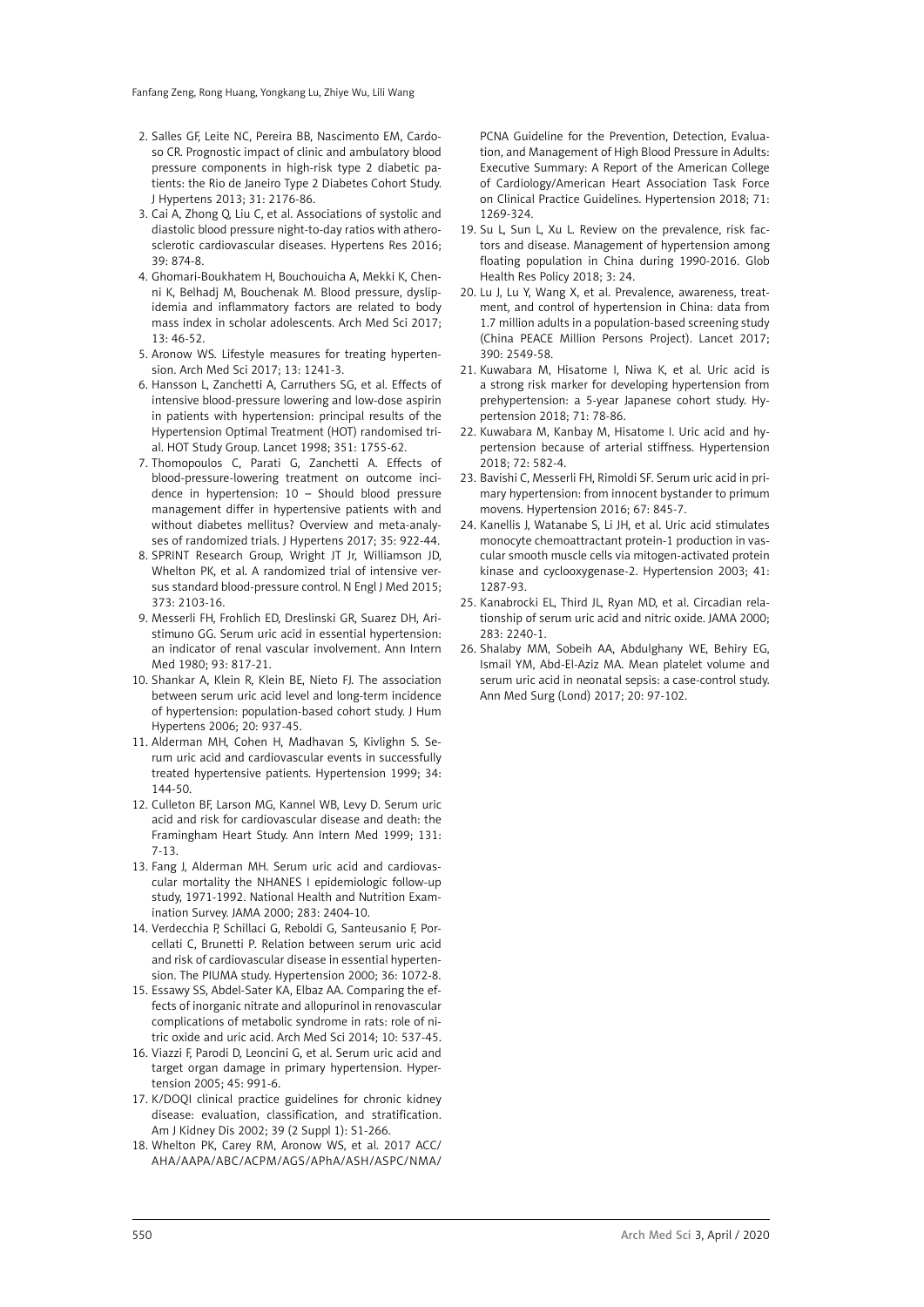2. Salles GF, Leite NC, Pereira BB, Nascimento EM, Cardoso CR. Prognostic impact of clinic and ambulatory blood pressure components in high-risk type 2 diabetic patients: the Rio de Janeiro Type 2 Diabetes Cohort Study. J Hypertens 2013; 31: 2176-86.
3. Cai A, Zhong Q, Liu C, et al. Associations of systolic and diastolic blood pressure night-to-day ratios with atherosclerotic cardiovascular diseases. Hypertens Res 2016; 39: 874-8.
4. Ghomari-Boukhatem H, Bouchouicha A, Mekki K, Chenni K, Belhadj M, Bouchenak M. Blood pressure, dyslipidemia and inflammatory factors are related to body mass index in scholar adolescents. Arch Med Sci 2017; 13: 46-52.
5. Aronow WS. Lifestyle measures for treating hypertension. Arch Med Sci 2017; 13: 1241-3.
6. Hansson L, Zanchetti A, Carruthers SG, et al. Effects of intensive blood-pressure lowering and low-dose aspirin in patients with hypertension: principal results of the Hypertension Optimal Treatment (HOT) randomised trial. HOT Study Group. Lancet 1998; 351: 1755-62.
7. Thomopoulos C, Parati G, Zanchetti A. Effects of blood-pressure-lowering treatment on outcome incidence in hypertension: 10 – Should blood pressure management differ in hypertensive patients with and without diabetes mellitus? Overview and meta-analyses of randomized trials. J Hypertens 2017; 35: 922-44.
8. SPRINT Research Group, Wright JT Jr, Williamson JD, Whelton PK, et al. A randomized trial of intensive versus standard blood-pressure control. N Engl J Med 2015; 373: 2103-16.
9. Messerli FH, Frohlich ED, Dreslinski GR, Suarez DH, Aristimuno GG. Serum uric acid in essential hypertension: an indicator of renal vascular involvement. Ann Intern Med 1980; 93: 817-21.
10. Shankar A, Klein R, Klein BE, Nieto FJ. The association between serum uric acid level and long-term incidence of hypertension: population-based cohort study. J Hum Hypertens 2006; 20: 937-45.
11. Alderman MH, Cohen H, Madhavan S, Kivlighn S. Serum uric acid and cardiovascular events in successfully treated hypertensive patients. Hypertension 1999; 34: 144-50.
12. Culleton BF, Larson MG, Kannel WB, Levy D. Serum uric acid and risk for cardiovascular disease and death: the Framingham Heart Study. Ann Intern Med 1999; 131: 7-13.
13. Fang J, Alderman MH. Serum uric acid and cardiovascular mortality the NHANES I epidemiologic follow-up study, 1971-1992. National Health and Nutrition Examination Survey. JAMA 2000; 283: 2404-10.
14. Verdecchia P, Schillaci G, Reboldi G, Santeusanio F, Porcellati C, Brunetti P. Relation between serum uric acid and risk of cardiovascular disease in essential hypertension. The PIUMA study. Hypertension 2000; 36: 1072-8.
15. Essawy SS, Abdel-Sater KA, Elbaz AA. Comparing the effects of inorganic nitrate and allopurinol in renovascular complications of metabolic syndrome in rats: role of nitric oxide and uric acid. Arch Med Sci 2014; 10: 537-45.
16. Viazzi F, Parodi D, Leoncini G, et al. Serum uric acid and target organ damage in primary hypertension. Hypertension 2005; 45: 991-6.
17. K/DOQI clinical practice guidelines for chronic kidney disease: evaluation, classification, and stratification. Am J Kidney Dis 2002; 39 (2 Suppl 1): S1-266.
18. Whelton PK, Carey RM, Aronow WS, et al. 2017 ACC/AHA/AAPA/ABC/ACPM/AGS/APhA/ASH/ASPC/NMA/PCNA Guideline for the Prevention, Detection, Evaluation, and Management of High Blood Pressure in Adults: Executive Summary: A Report of the American College of Cardiology/American Heart Association Task Force on Clinical Practice Guidelines. Hypertension 2018; 71: 1269-324.
19. Su L, Sun L, Xu L. Review on the prevalence, risk factors and disease. Management of hypertension among floating population in China during 1990-2016. Glob Health Res Policy 2018; 3: 24.
20. Lu J, Lu Y, Wang X, et al. Prevalence, awareness, treatment, and control of hypertension in China: data from 1.7 million adults in a population-based screening study (China PEACE Million Persons Project). Lancet 2017; 390: 2549-58.
21. Kuwabara M, Hisatome I, Niwa K, et al. Uric acid is a strong risk marker for developing hypertension from prehypertension: a 5-year Japanese cohort study. Hypertension 2018; 71: 78-86.
22. Kuwabara M, Kanbay M, Hisatome I. Uric acid and hypertension because of arterial stiffness. Hypertension 2018; 72: 582-4.
23. Bavishi C, Messerli FH, Rimoldi SF. Serum uric acid in primary hypertension: from innocent bystander to primum movens. Hypertension 2016; 67: 845-7.
24. Kanellis J, Watanabe S, Li JH, et al. Uric acid stimulates monocyte chemoattractant protein-1 production in vascular smooth muscle cells via mitogen-activated protein kinase and cyclooxygenase-2. Hypertension 2003; 41: 1287-93.
25. Kanabrocki EL, Third JL, Ryan MD, et al. Circadian relationship of serum uric acid and nitric oxide. JAMA 2000; 283: 2240-1.
26. Shalaby MM, Sobeih AA, Abdulghany WE, Behiry EG, Ismail YM, Abd-El-Aziz MA. Mean platelet volume and serum uric acid in neonatal sepsis: a case-control study. Ann Med Surg (Lond) 2017; 20: 97-102.